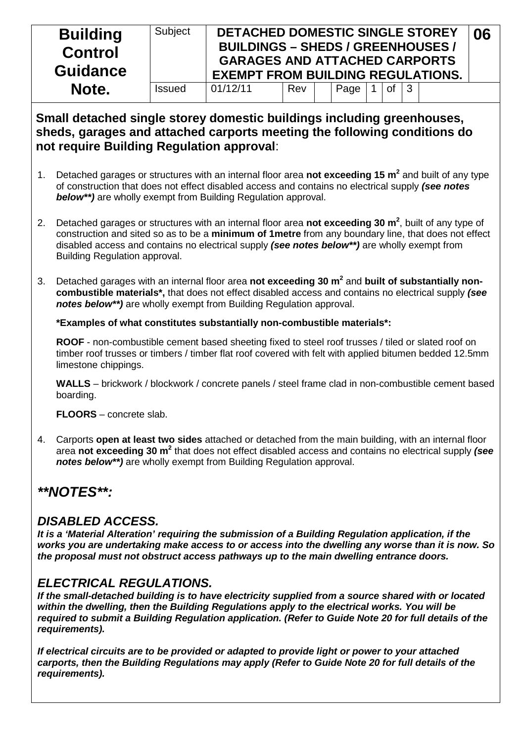| Building Control Guidance Note. | Subject | DETACHED DOMESTIC SINGLE STOREY BUILDINGS – SHEDS / GREENHOUSES / GARAGES AND ATTACHED CARPORTS EXEMPT FROM BUILDING REGULATIONS. | | | | | | | 06 |
|---|---|---|---|---|---|---|---|---|---|
| | Issued | 01/12/11 | Rev | | Page | 1 | of | 3 | |

**Small detached single storey domestic buildings including greenhouses, sheds, garages and attached carports meeting the following conditions do not require Building Regulation approval**:

1. Detached garages or structures with an internal floor area **not exceeding 15 $m^2$** and built of any type of construction that does not effect disabled access and contains no electrical supply ***(see notes below**)*** are wholly exempt from Building Regulation approval.

2. Detached garages or structures with an internal floor area **not exceeding 30 $m^2$**, built of any type of construction and sited so as to be a **minimum of 1metre** from any boundary line, that does not effect disabled access and contains no electrical supply ***(see notes below**)*** are wholly exempt from Building Regulation approval.

3. Detached garages with an internal floor area **not exceeding 30 $m^2$** and **built of substantially non-combustible materials*,** that does not effect disabled access and contains no electrical supply ***(see notes below**)*** are wholly exempt from Building Regulation approval.

   ***Examples of what constitutes substantially non-combustible materials*:**

   **ROOF** - non-combustible cement based sheeting fixed to steel roof trusses / tiled or slated roof on timber roof trusses or timbers / timber flat roof covered with felt with applied bitumen bedded 12.5mm limestone chippings.

   **WALLS** – brickwork / blockwork / concrete panels / steel frame clad in non-combustible cement based boarding.

   **FLOORS** – concrete slab.

4. Carports **open at least two sides** attached or detached from the main building, with an internal floor area **not exceeding 30 $m^2$** that does not effect disabled access and contains no electrical supply ***(see notes below**)*** are wholly exempt from Building Regulation approval.

## ***\*\*NOTES\*\*:***

### *DISABLED ACCESS.*

***It is a 'Material Alteration' requiring the submission of a Building Regulation application, if the works you are undertaking make access to or access into the dwelling any worse than it is now. So the proposal must not obstruct access pathways up to the main dwelling entrance doors.***

### *ELECTRICAL REGULATIONS.*

***If the small-detached building is to have electricity supplied from a source shared with or located within the dwelling, then the Building Regulations apply to the electrical works. You will be required to submit a Building Regulation application. (Refer to Guide Note 20 for full details of the requirements).***

***If electrical circuits are to be provided or adapted to provide light or power to your attached carports, then the Building Regulations may apply (Refer to Guide Note 20 for full details of the requirements).***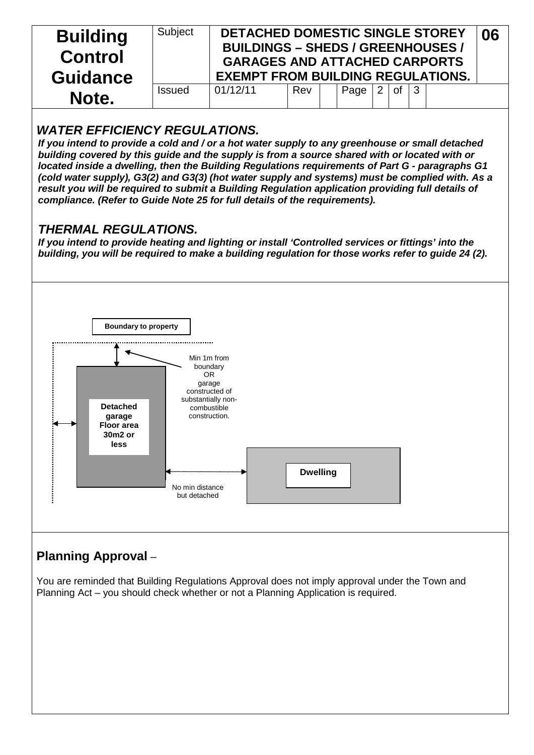## *WATER EFFICIENCY REGULATIONS.*

***If you intend to provide a cold and / or a hot water supply to any greenhouse or small detached building covered by this guide and the supply is from a source shared with or located with or located inside a dwelling, then the Building Regulations requirements of Part G - paragraphs G1 (cold water supply), G3(2) and G3(3) (hot water supply and systems) must be complied with. As a result you will be required to submit a Building Regulation application providing full details of compliance. (Refer to Guide Note 25 for full details of the requirements).***

## *THERMAL REGULATIONS.*

***If you intend to provide heating and lighting or install 'Controlled services or fittings' into the building, you will be required to make a building regulation for those works refer to guide 24 (2).***

**Boundary to property**

Min 1m from boundary OR garage constructed of substantially non-combustible construction.

**Detached garage Floor area 30m2 or less**

**Dwelling**

No min distance but detached

## **Planning Approval** –

You are reminded that Building Regulations Approval does not imply approval under the Town and Planning Act – you should check whether or not a Planning Application is required.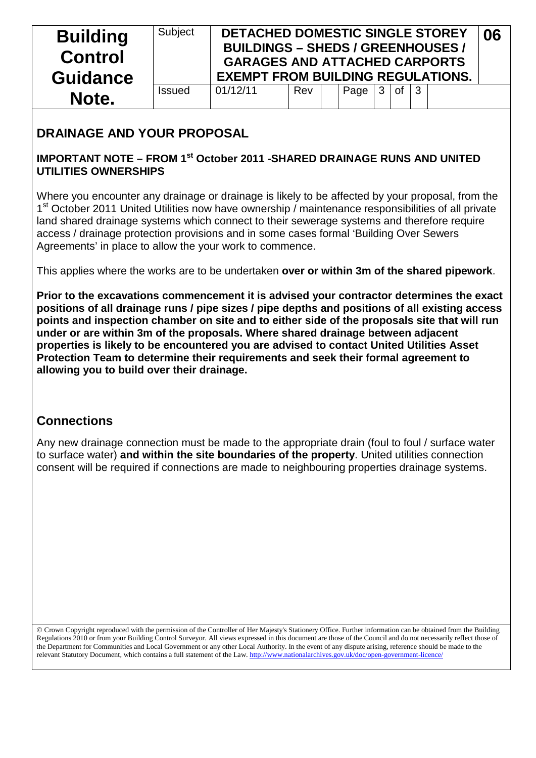## DRAINAGE AND YOUR PROPOSAL

### IMPORTANT NOTE – FROM 1st October 2011 -SHARED DRAINAGE RUNS AND UNITED UTILITIES OWNERSHIPS

Where you encounter any drainage or drainage is likely to be affected by your proposal, from the 1st October 2011 United Utilities now have ownership / maintenance responsibilities of all private land shared drainage systems which connect to their sewerage systems and therefore require access / drainage protection provisions and in some cases formal 'Building Over Sewers Agreements' in place to allow the your work to commence.

This applies where the works are to be undertaken **over or within 3m of the shared pipework**.

**Prior to the excavations commencement it is advised your contractor determines the exact positions of all drainage runs / pipe sizes / pipe depths and positions of all existing access points and inspection chamber on site and to either side of the proposals site that will run under or are within 3m of the proposals. Where shared drainage between adjacent properties is likely to be encountered you are advised to contact United Utilities Asset Protection Team to determine their requirements and seek their formal agreement to allowing you to build over their drainage.**

## Connections

Any new drainage connection must be made to the appropriate drain (foul to foul / surface water to surface water) **and within the site boundaries of the property**. United utilities connection consent will be required if connections are made to neighbouring properties drainage systems.

© Crown Copyright reproduced with the permission of the Controller of Her Majesty's Stationery Office. Further information can be obtained from the Building Regulations 2010 or from your Building Control Surveyor. All views expressed in this document are those of the Council and do not necessarily reflect those of the Department for Communities and Local Government or any other Local Authority. In the event of any dispute arising, reference should be made to the relevant Statutory Document, which contains a full statement of the Law. http://www.nationalarchives.gov.uk/doc/open-government-licence/